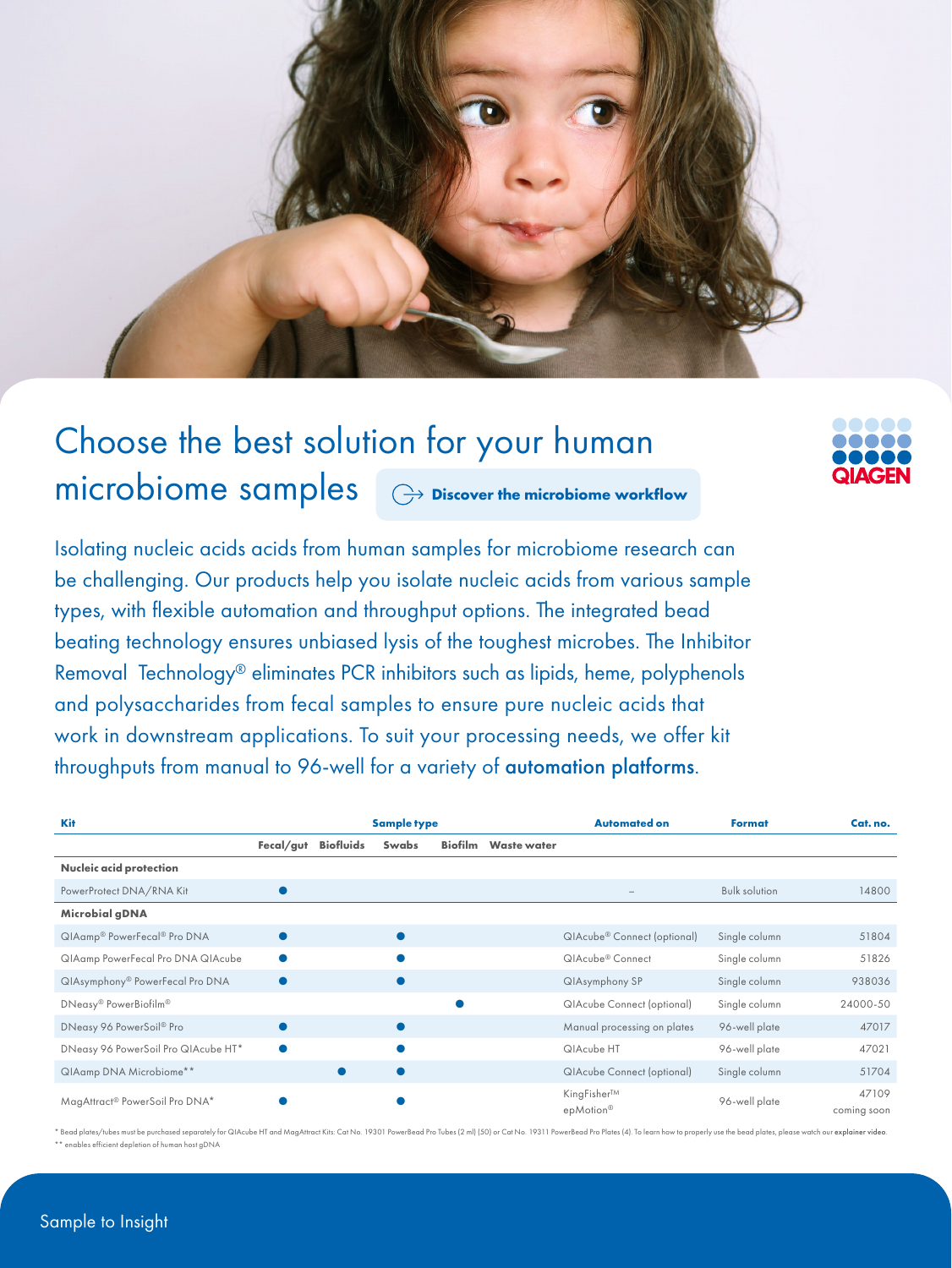# Choose the best solution for your human microbiome samples

Discover the microbiome workflow

QIAGEN

Isolating nucleic acids acids from human samples for microbiome research can be challenging. Our products help you isolate nucleic acids from various sample types, with flexible automation and throughput options. The integrated bead beating technology ensures unbiased lysis of the toughest microbes. The Inhibitor Removal Technology® eliminates PCR inhibitors such as lipids, heme, polyphenols and polysaccharides from fecal samples to ensure pure nucleic acids that work in downstream applications. To suit your processing needs, we offer kit throughputs from manual to 96-well for a variety of **automation platforms**.

| Kit | Sample type | | | | | Automated on | Format | Cat. no. |
|---|---|---|---|---|---|---|---|---|
| | Fecal/gut | Biofluids | Swabs | Biofilm | Waste water | | | |
| **Nucleic acid protection** | | | | | | | | |
| PowerProtect DNA/RNA Kit | ● | | | | | – | Bulk solution | 14800 |
| **Microbial gDNA** | | | | | | | | |
| QIAamp® PowerFecal® Pro DNA | ● | | ● | | | QIAcube® Connect (optional) | Single column | 51804 |
| QIAamp PowerFecal Pro DNA QIAcube | ● | | ● | | | QIAcube® Connect | Single column | 51826 |
| QIAsymphony® PowerFecal Pro DNA | ● | | ● | | | QIAsymphony SP | Single column | 938036 |
| DNeasy® PowerBiofilm® | | | | ● | | QIAcube Connect (optional) | Single column | 24000-50 |
| DNeasy 96 PowerSoil® Pro | ● | | ● | | | Manual processing on plates | 96-well plate | 47017 |
| DNeasy 96 PowerSoil Pro QIAcube HT* | ● | | ● | | | QIAcube HT | 96-well plate | 47021 |
| QIAamp DNA Microbiome** | | ● | ● | | | QIAcube Connect (optional) | Single column | 51704 |
| MagAttract® PowerSoil Pro DNA* | ● | | ● | | | KingFisher™ epMotion® | 96-well plate | 47109 coming soon |

\* Bead plates/tubes must be purchased separately for QIAcube HT and MagAttract Kits: Cat No. 19301 PowerBead Pro Tubes (2 ml) (50) or Cat No. 19311 PowerBead Pro Plates (4). To learn how to properly use the bead plates, please watch our **explainer video**.

\*\* enables efficient depletion of human host gDNA

Sample to Insight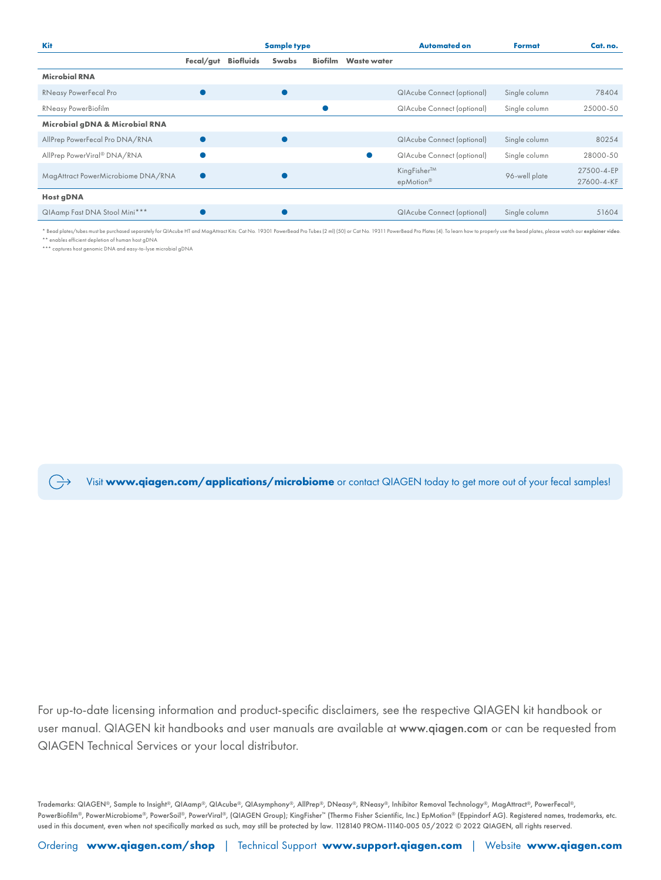| Kit | Sample type | | | | | Automated on | Format | Cat. no. |
|---|---|---|---|---|---|---|---|---|
| | Fecal/gut | Biofluids | Swabs | Biofilm | Waste water | | | |
| **Microbial RNA** | | | | | | | | |
| RNeasy PowerFecal Pro | ● | | ● | | | QIAcube Connect (optional) | Single column | 78404 |
| RNeasy PowerBiofilm | | | | ● | | QIAcube Connect (optional) | Single column | 25000-50 |
| **Microbial gDNA & Microbial RNA** | | | | | | | | |
| AllPrep PowerFecal Pro DNA/RNA | ● | | ● | | | QIAcube Connect (optional) | Single column | 80254 |
| AllPrep PowerViral® DNA/RNA | ● | | | | ● | QIAcube Connect (optional) | Single column | 28000-50 |
| MagAttract PowerMicrobiome DNA/RNA | ● | | ● | | | KingFisher™ epMotion® | 96-well plate | 27500-4-EP 27600-4-KF |
| **Host gDNA** | | | | | | | | |
| QIAamp Fast DNA Stool Mini*** | ● | | ● | | | QIAcube Connect (optional) | Single column | 51604 |

\* Bead plates/tubes must be purchased separately for QIAcube HT and MagAttract Kits: Cat No. 19301 PowerBead Pro Tubes (2 ml) (50) or Cat No. 19311 PowerBead Pro Plates (4). To learn how to properly use the bead plates, please watch our **explainer video**.
** enables efficient depletion of human host gDNA
*** captures host genomic DNA and easy-to-lyse microbial gDNA

Visit **www.qiagen.com/applications/microbiome** or contact QIAGEN today to get more out of your fecal samples!

For up-to-date licensing information and product-specific disclaimers, see the respective QIAGEN kit handbook or user manual. QIAGEN kit handbooks and user manuals are available at www.qiagen.com or can be requested from QIAGEN Technical Services or your local distributor.

Trademarks: QIAGEN®, Sample to Insight®, QIAamp®, QIAcube®, QIAsymphony®, AllPrep®, DNeasy®, RNeasy®, Inhibitor Removal Technology®, MagAttract®, PowerFecal®, PowerBiofilm®, PowerMicrobiome®, PowerSoil®, PowerViral®, (QIAGEN Group); KingFisher™ (Thermo Fisher Scientific, Inc.) EpMotion® (Eppindorf AG). Registered names, trademarks, etc. used in this document, even when not specifically marked as such, may still be protected by law. 1128140 PROM-11140-005 05/2022 © 2022 QIAGEN, all rights reserved.

Ordering **www.qiagen.com/shop** | Technical Support **www.support.qiagen.com** | Website **www.qiagen.com**